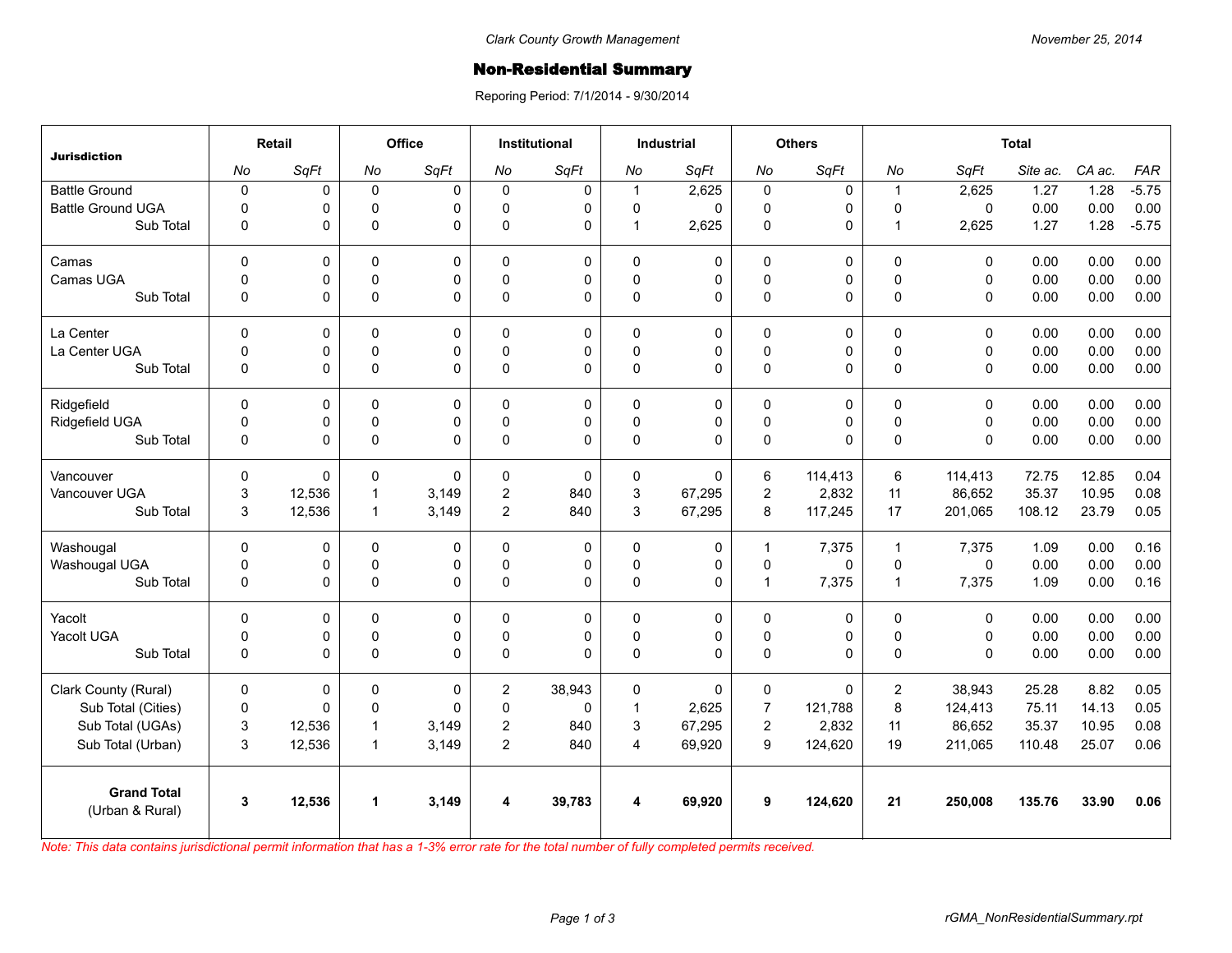Clark County Growth Management

November 25, 2014

# Non-Residential Summary

Reporing Period: 7/1/2014 - 9/30/2014

| Jurisdiction | Retail | | Office | | Institutional | | Industrial | | Others | | Total | | | | |
|---|---|---|---|---|---|---|---|---|---|---|---|---|---|---|---|
| | *No* | *SqFt* | *No* | *SqFt* | *No* | *SqFt* | *No* | *SqFt* | *No* | *SqFt* | *No* | *SqFt* | *Site ac.* | *CA ac.* | *FAR* |
| Battle Ground | 0 | 0 | 0 | 0 | 0 | 0 | 1 | 2,625 | 0 | 0 | 1 | 2,625 | 1.27 | 1.28 | -5.75 |
| Battle Ground UGA | 0 | 0 | 0 | 0 | 0 | 0 | 0 | 0 | 0 | 0 | 0 | 0 | 0.00 | 0.00 | 0.00 |
| Sub Total | 0 | 0 | 0 | 0 | 0 | 0 | 1 | 2,625 | 0 | 0 | 1 | 2,625 | 1.27 | 1.28 | -5.75 |
| Camas | 0 | 0 | 0 | 0 | 0 | 0 | 0 | 0 | 0 | 0 | 0 | 0 | 0.00 | 0.00 | 0.00 |
| Camas UGA | 0 | 0 | 0 | 0 | 0 | 0 | 0 | 0 | 0 | 0 | 0 | 0 | 0.00 | 0.00 | 0.00 |
| Sub Total | 0 | 0 | 0 | 0 | 0 | 0 | 0 | 0 | 0 | 0 | 0 | 0 | 0.00 | 0.00 | 0.00 |
| La Center | 0 | 0 | 0 | 0 | 0 | 0 | 0 | 0 | 0 | 0 | 0 | 0 | 0.00 | 0.00 | 0.00 |
| La Center UGA | 0 | 0 | 0 | 0 | 0 | 0 | 0 | 0 | 0 | 0 | 0 | 0 | 0.00 | 0.00 | 0.00 |
| Sub Total | 0 | 0 | 0 | 0 | 0 | 0 | 0 | 0 | 0 | 0 | 0 | 0 | 0.00 | 0.00 | 0.00 |
| Ridgefield | 0 | 0 | 0 | 0 | 0 | 0 | 0 | 0 | 0 | 0 | 0 | 0 | 0.00 | 0.00 | 0.00 |
| Ridgefield UGA | 0 | 0 | 0 | 0 | 0 | 0 | 0 | 0 | 0 | 0 | 0 | 0 | 0.00 | 0.00 | 0.00 |
| Sub Total | 0 | 0 | 0 | 0 | 0 | 0 | 0 | 0 | 0 | 0 | 0 | 0 | 0.00 | 0.00 | 0.00 |
| Vancouver | 0 | 0 | 0 | 0 | 0 | 0 | 0 | 0 | 6 | 114,413 | 6 | 114,413 | 72.75 | 12.85 | 0.04 |
| Vancouver UGA | 3 | 12,536 | 1 | 3,149 | 2 | 840 | 3 | 67,295 | 2 | 2,832 | 11 | 86,652 | 35.37 | 10.95 | 0.08 |
| Sub Total | 3 | 12,536 | 1 | 3,149 | 2 | 840 | 3 | 67,295 | 8 | 117,245 | 17 | 201,065 | 108.12 | 23.79 | 0.05 |
| Washougal | 0 | 0 | 0 | 0 | 0 | 0 | 0 | 0 | 1 | 7,375 | 1 | 7,375 | 1.09 | 0.00 | 0.16 |
| Washougal UGA | 0 | 0 | 0 | 0 | 0 | 0 | 0 | 0 | 0 | 0 | 0 | 0 | 0.00 | 0.00 | 0.00 |
| Sub Total | 0 | 0 | 0 | 0 | 0 | 0 | 0 | 0 | 1 | 7,375 | 1 | 7,375 | 1.09 | 0.00 | 0.16 |
| Yacolt | 0 | 0 | 0 | 0 | 0 | 0 | 0 | 0 | 0 | 0 | 0 | 0 | 0.00 | 0.00 | 0.00 |
| Yacolt UGA | 0 | 0 | 0 | 0 | 0 | 0 | 0 | 0 | 0 | 0 | 0 | 0 | 0.00 | 0.00 | 0.00 |
| Sub Total | 0 | 0 | 0 | 0 | 0 | 0 | 0 | 0 | 0 | 0 | 0 | 0 | 0.00 | 0.00 | 0.00 |
| Clark County (Rural) | 0 | 0 | 0 | 0 | 2 | 38,943 | 0 | 0 | 0 | 0 | 2 | 38,943 | 25.28 | 8.82 | 0.05 |
| Sub Total (Cities) | 0 | 0 | 0 | 0 | 0 | 0 | 1 | 2,625 | 7 | 121,788 | 8 | 124,413 | 75.11 | 14.13 | 0.05 |
| Sub Total (UGAs) | 3 | 12,536 | 1 | 3,149 | 2 | 840 | 3 | 67,295 | 2 | 2,832 | 11 | 86,652 | 35.37 | 10.95 | 0.08 |
| Sub Total (Urban) | 3 | 12,536 | 1 | 3,149 | 2 | 840 | 4 | 69,920 | 9 | 124,620 | 19 | 211,065 | 110.48 | 25.07 | 0.06 |
| **Grand Total** (Urban & Rural) | **3** | **12,536** | **1** | **3,149** | **4** | **39,783** | **4** | **69,920** | **9** | **124,620** | **21** | **250,008** | **135.76** | **33.90** | **0.06** |

*Note: This data contains jurisdictional permit information that has a 1-3% error rate for the total number of fully completed permits received.*

rGMA_NonResidentialSummary.rpt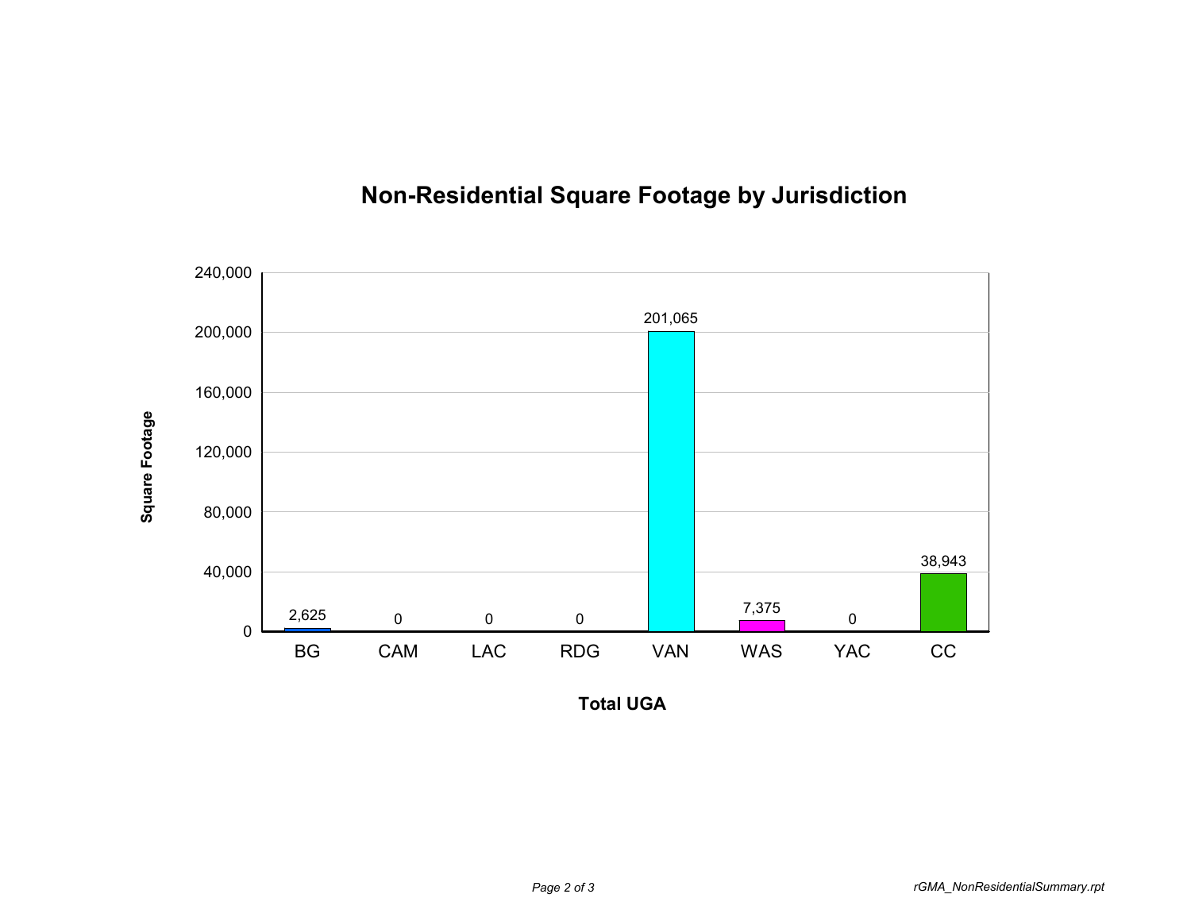# Non-Residential Square Footage by Jurisdiction

| Total UGA | Square Footage |
|---|---|
| BG | 2,625 |
| CAM | 0 |
| LAC | 0 |
| RDG | 0 |
| VAN | 201,065 |
| WAS | 7,375 |
| YAC | 0 |
| CC | 38,943 |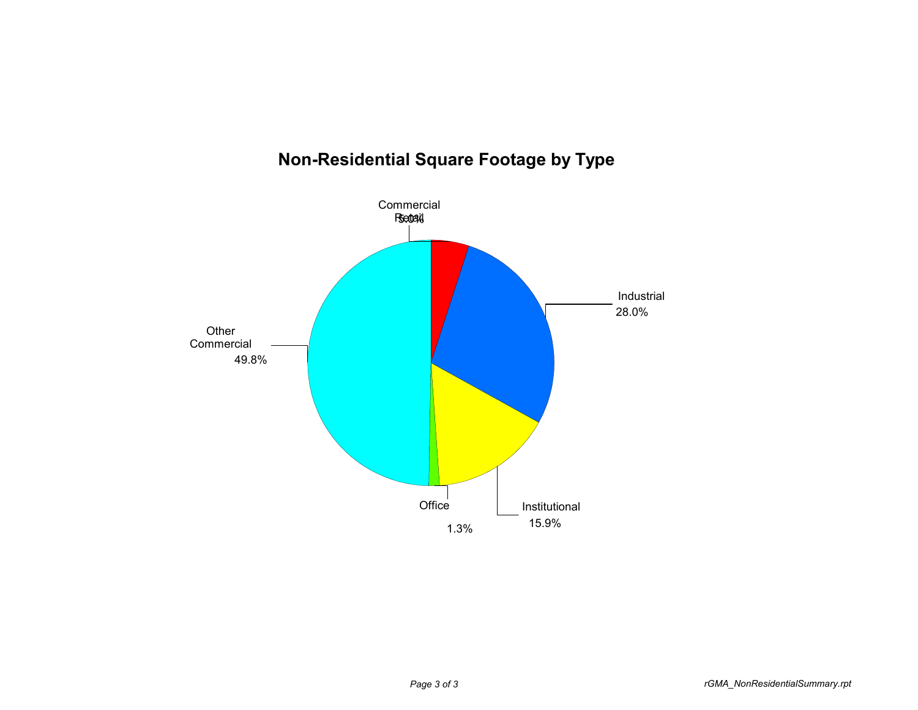## Non-Residential Square Footage by Type

Commercial Retail
5.0%

Industrial
28.0%

Institutional
15.9%

Office
1.3%

Other Commercial
49.8%